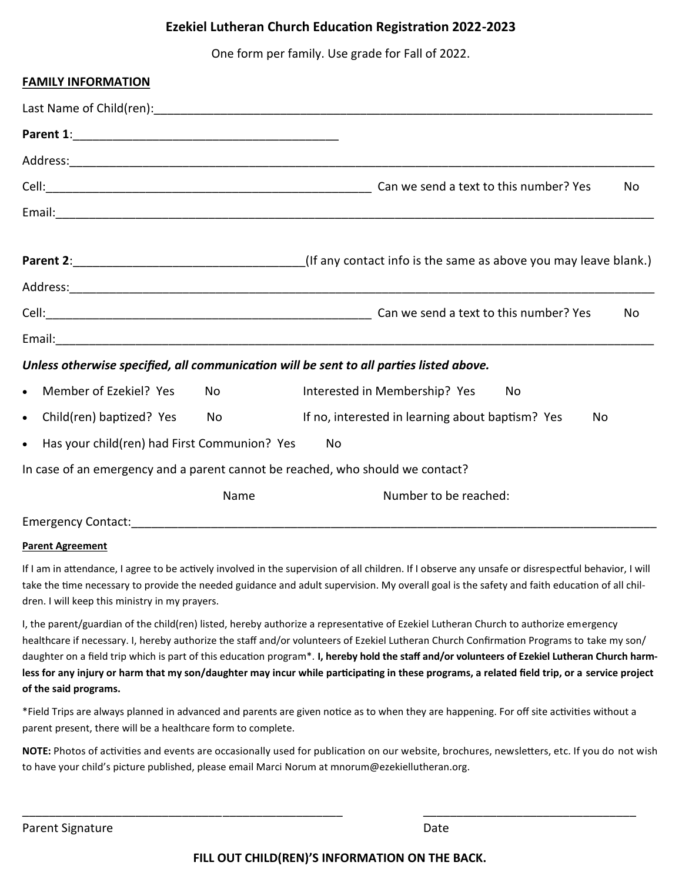# Ezekiel Lutheran Church Education Registration 2022-2023

One form per family. Use grade for Fall of 2022.

**FAMILY INFORMATION**

Last Name of Child(ren):______________________________________________________________________________

**Parent 1**:_________________________________________

Address:_____________________________________________________________________________________________

Cell:_______________________________________________ Can we send a text to this number? Yes No

Email:_______________________________________________________________________________________________

**Parent 2**:__________________________________(If any contact info is the same as above you may leave blank.)

Address:_____________________________________________________________________________________________

Cell:_______________________________________________ Can we send a text to this number? Yes No

Email:_______________________________________________________________________________________________

***Unless otherwise specified, all communication will be sent to all parties listed above.***

- Member of Ezekiel? Yes No Interested in Membership? Yes No
- Child(ren) baptized? Yes No If no, interested in learning about baptism? Yes No
- Has your child(ren) had First Communion? Yes No

In case of an emergency and a parent cannot be reached, who should we contact?

Name Number to be reached:

Emergency Contact:__________________________________________________________________________________

**Parent Agreement**

If I am in attendance, I agree to be actively involved in the supervision of all children. If I observe any unsafe or disrespectful behavior, I will take the time necessary to provide the needed guidance and adult supervision. My overall goal is the safety and faith education of all children. I will keep this ministry in my prayers.

I, the parent/guardian of the child(ren) listed, hereby authorize a representative of Ezekiel Lutheran Church to authorize emergency healthcare if necessary. I, hereby authorize the staff and/or volunteers of Ezekiel Lutheran Church Confirmation Programs to take my son/daughter on a field trip which is part of this education program*. **I, hereby hold the staff and/or volunteers of Ezekiel Lutheran Church harmless for any injury or harm that my son/daughter may incur while participating in these programs, a related field trip, or a service project of the said programs.**

*Field Trips are always planned in advanced and parents are given notice as to when they are happening. For off site activities without a parent present, there will be a healthcare form to complete.

**NOTE:** Photos of activities and events are occasionally used for publication on our website, brochures, newsletters, etc. If you do not wish to have your child's picture published, please email Marci Norum at mnorum@ezekiellutheran.org.

_____________________________________________ _________________________________

Parent Signature Date

**FILL OUT CHILD(REN)'S INFORMATION ON THE BACK.**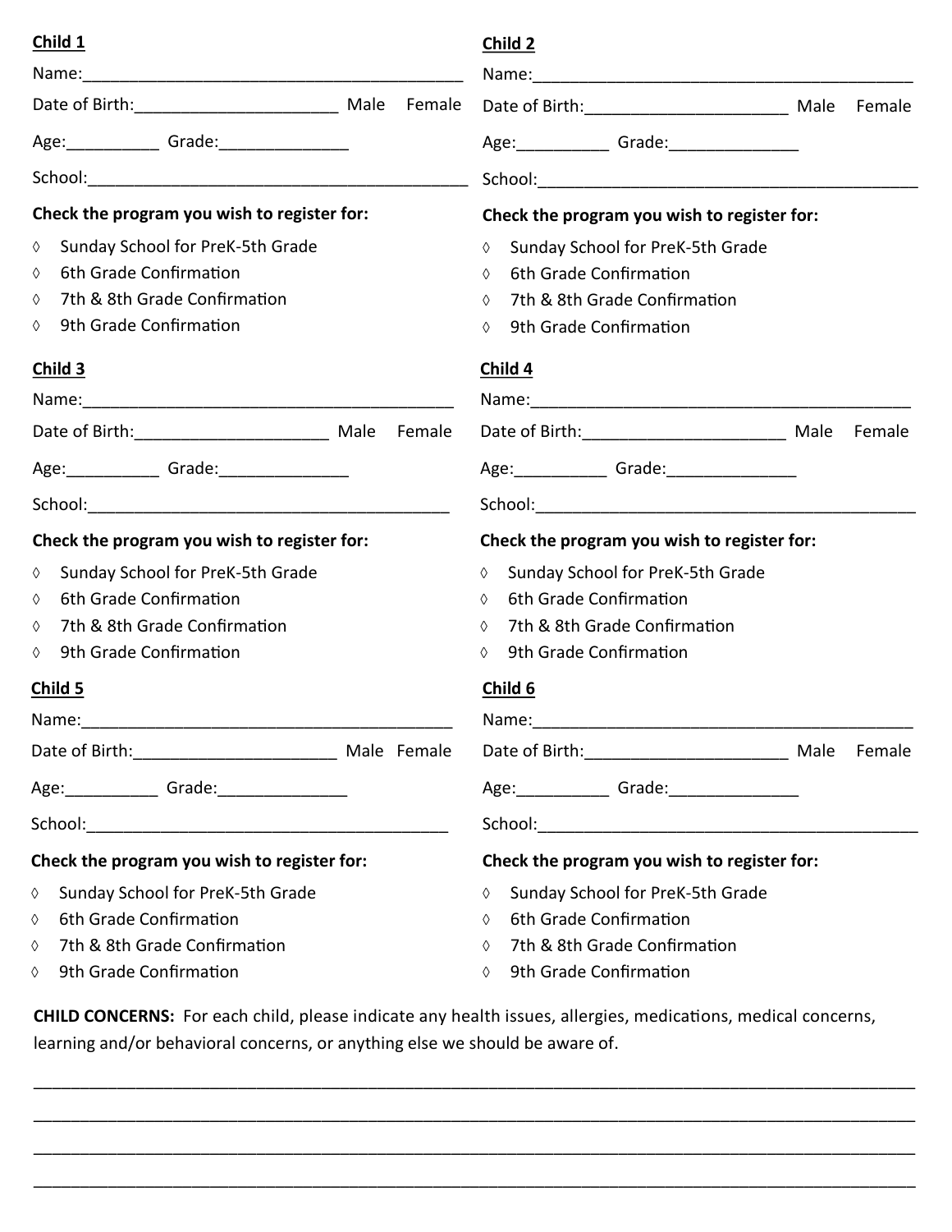**Child 1**

Name:___________________________________________

Date of Birth:______________________ Male Female

Age:__________ Grade:______________

School:___________________________________________

**Check the program you wish to register for:**

◊ Sunday School for PreK-5th Grade
◊ 6th Grade Confirmation
◊ 7th & 8th Grade Confirmation
◊ 9th Grade Confirmation

**Child 2**

Name:___________________________________________

Date of Birth:______________________ Male Female

Age:__________ Grade:______________

School:___________________________________________

**Check the program you wish to register for:**

◊ Sunday School for PreK-5th Grade
◊ 6th Grade Confirmation
◊ 7th & 8th Grade Confirmation
◊ 9th Grade Confirmation

**Child 3**

Name:___________________________________________

Date of Birth:______________________ Male Female

Age:__________ Grade:______________

School:___________________________________________

**Check the program you wish to register for:**

◊ Sunday School for PreK-5th Grade
◊ 6th Grade Confirmation
◊ 7th & 8th Grade Confirmation
◊ 9th Grade Confirmation

**Child 4**

Name:___________________________________________

Date of Birth:______________________ Male Female

Age:__________ Grade:______________

School:___________________________________________

**Check the program you wish to register for:**

◊ Sunday School for PreK-5th Grade
◊ 6th Grade Confirmation
◊ 7th & 8th Grade Confirmation
◊ 9th Grade Confirmation

**Child 5**

Name:___________________________________________

Date of Birth:______________________ Male Female

Age:__________ Grade:______________

School:___________________________________________

**Check the program you wish to register for:**

◊ Sunday School for PreK-5th Grade
◊ 6th Grade Confirmation
◊ 7th & 8th Grade Confirmation
◊ 9th Grade Confirmation

**Child 6**

Name:___________________________________________

Date of Birth:______________________ Male Female

Age:__________ Grade:______________

School:___________________________________________

**Check the program you wish to register for:**

◊ Sunday School for PreK-5th Grade
◊ 6th Grade Confirmation
◊ 7th & 8th Grade Confirmation
◊ 9th Grade Confirmation

**CHILD CONCERNS:** For each child, please indicate any health issues, allergies, medications, medical concerns, learning and/or behavioral concerns, or anything else we should be aware of.

_____________________________________________________________________________________

_____________________________________________________________________________________

_____________________________________________________________________________________

_____________________________________________________________________________________